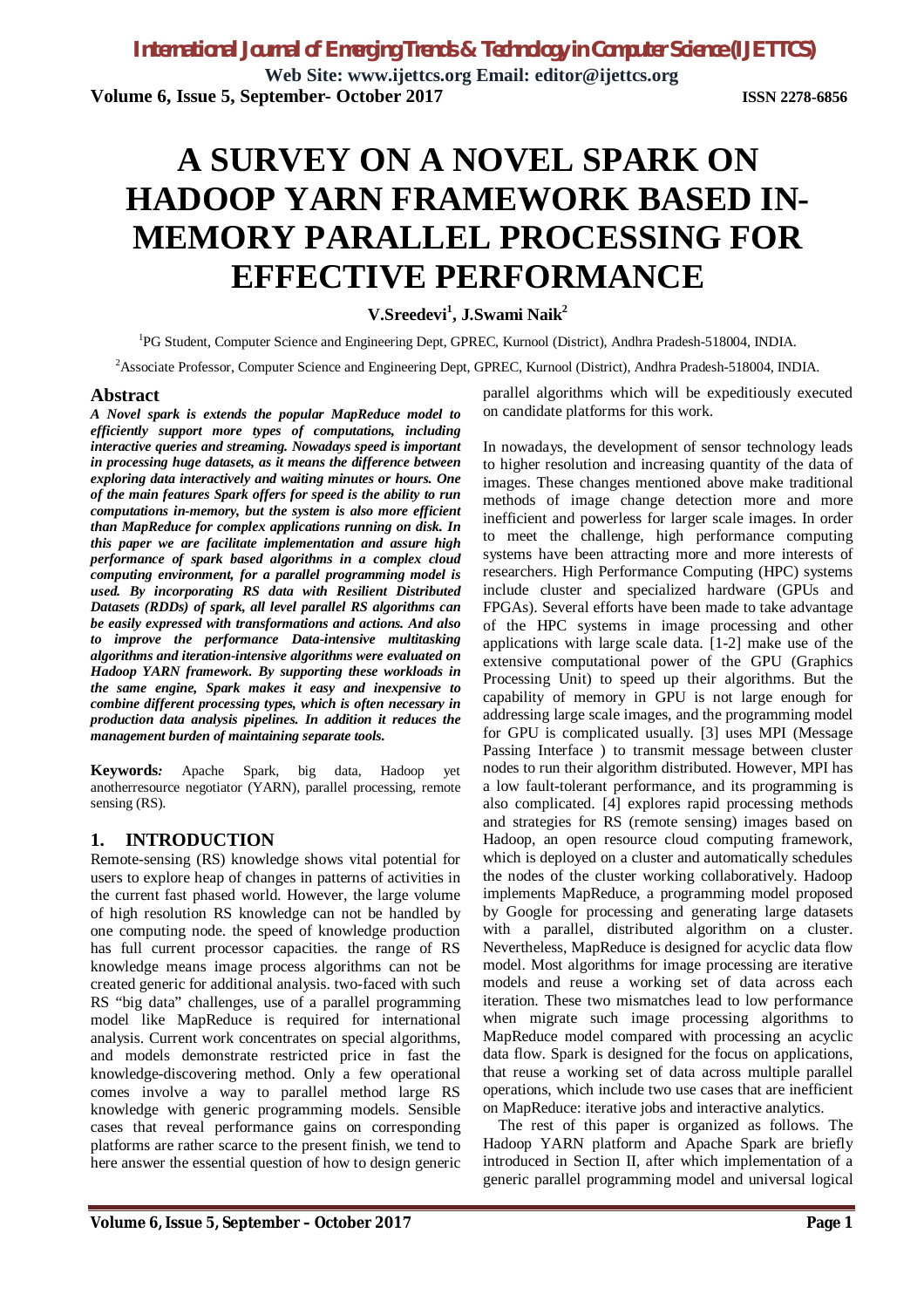# A SURVEY ON A NOVEL SPARK ON HADOOP YARN FRAMEWORK BASED IN-MEMORY PARALLEL PROCESSING FOR EFFECTIVE PERFORMANCE

**V.Sreedevi[1], J.Swami Naik[2]**

[1]PG Student, Computer Science and Engineering Dept, GPREC, Kurnool (District), Andhra Pradesh-518004, INDIA.

[2]Associate Professor, Computer Science and Engineering Dept, GPREC, Kurnool (District), Andhra Pradesh-518004, INDIA.

## Abstract

***A Novel spark is extends the popular MapReduce model to efficiently support more types of computations, including interactive queries and streaming. Nowadays speed is important in processing huge datasets, as it means the difference between exploring data interactively and waiting minutes or hours. One of the main features Spark offers for speed is the ability to run computations in-memory, but the system is also more efficient than MapReduce for complex applications running on disk. In this paper we are facilitate implementation and assure high performance of spark based algorithms in a complex cloud computing environment, for a parallel programming model is used. By incorporating RS data with Resilient Distributed Datasets (RDDs) of spark, all level parallel RS algorithms can be easily expressed with transformations and actions. And also to improve the performance Data-intensive multitasking algorithms and iteration-intensive algorithms were evaluated on Hadoop YARN framework. By supporting these workloads in the same engine, Spark makes it easy and inexpensive to combine different processing types, which is often necessary in production data analysis pipelines. In addition it reduces the management burden of maintaining separate tools.***

**Keywords:** Apache Spark, big data, Hadoop yet anotherresource negotiator (YARN), parallel processing, remote sensing (RS).

## 1. INTRODUCTION

Remote-sensing (RS) knowledge shows vital potential for users to explore heap of changes in patterns of activities in the current fast phased world. However, the large volume of high resolution RS knowledge can not be handled by one computing node. the speed of knowledge production has full current processor capacities. the range of RS knowledge means image process algorithms can not be created generic for additional analysis. two-faced with such RS "big data" challenges, use of a parallel programming model like MapReduce is required for international analysis. Current work concentrates on special algorithms, and models demonstrate restricted price in fast the knowledge-discovering method. Only a few operational comes involve a way to parallel method large RS knowledge with generic programming models. Sensible cases that reveal performance gains on corresponding platforms are rather scarce to the present finish, we tend to here answer the essential question of how to design generic parallel algorithms which will be expeditiously executed on candidate platforms for this work.

In nowadays, the development of sensor technology leads to higher resolution and increasing quantity of the data of images. These changes mentioned above make traditional methods of image change detection more and more inefficient and powerless for larger scale images. In order to meet the challenge, high performance computing systems have been attracting more and more interests of researchers. High Performance Computing (HPC) systems include cluster and specialized hardware (GPUs and FPGAs). Several efforts have been made to take advantage of the HPC systems in image processing and other applications with large scale data. [1-2] make use of the extensive computational power of the GPU (Graphics Processing Unit) to speed up their algorithms. But the capability of memory in GPU is not large enough for addressing large scale images, and the programming model for GPU is complicated usually. [3] uses MPI (Message Passing Interface ) to transmit message between cluster nodes to run their algorithm distributed. However, MPI has a low fault-tolerant performance, and its programming is also complicated. [4] explores rapid processing methods and strategies for RS (remote sensing) images based on Hadoop, an open resource cloud computing framework, which is deployed on a cluster and automatically schedules the nodes of the cluster working collaboratively. Hadoop implements MapReduce, a programming model proposed by Google for processing and generating large datasets with a parallel, distributed algorithm on a cluster. Nevertheless, MapReduce is designed for acyclic data flow model. Most algorithms for image processing are iterative models and reuse a working set of data across each iteration. These two mismatches lead to low performance when migrate such image processing algorithms to MapReduce model compared with processing an acyclic data flow. Spark is designed for the focus on applications, that reuse a working set of data across multiple parallel operations, which include two use cases that are inefficient on MapReduce: iterative jobs and interactive analytics.

The rest of this paper is organized as follows. The Hadoop YARN platform and Apache Spark are briefly introduced in Section II, after which implementation of a generic parallel programming model and universal logical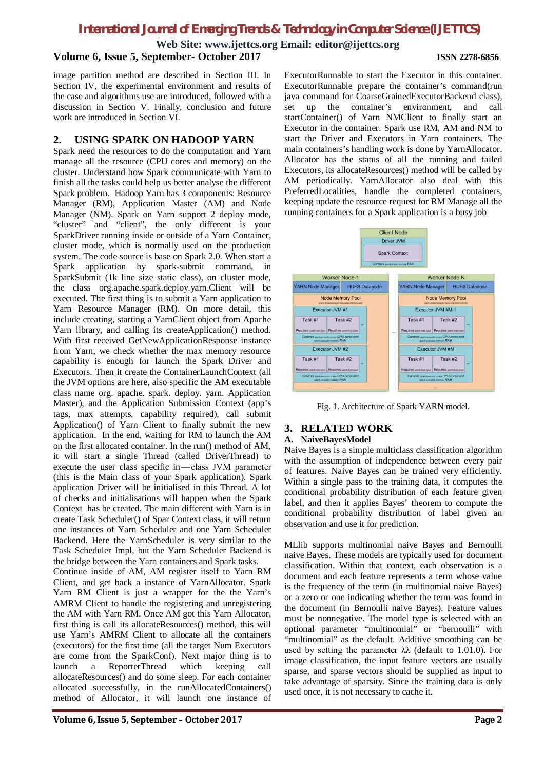image partition method are described in Section III. In Section IV, the experimental environment and results of the case and algorithms use are introduced, followed with a discussion in Section V. Finally, conclusion and future work are introduced in Section VI.

## 2. USING SPARK ON HADOOP YARN

Spark need the resources to do the computation and Yarn manage all the resource (CPU cores and memory) on the cluster. Understand how Spark communicate with Yarn to finish all the tasks could help us better analyse the different Spark problem. Hadoop Yarn has 3 components: Resource Manager (RM), Application Master (AM) and Node Manager (NM). Spark on Yarn support 2 deploy mode, "cluster" and "client", the only different is your SparkDriver running inside or outside of a Yarn Container, cluster mode, which is normally used on the production system. The code source is base on Spark 2.0. When start a Spark application by spark-submit command, in SparkSubmit (1k line size static class), on cluster mode, the class org.apache.spark.deploy.yarn.Client will be executed. The first thing is to submit a Yarn application to Yarn Resource Manager (RM). On more detail, this include creating, starting a YarnClient object from Apache Yarn library, and calling its createApplication() method. With first received GetNewApplicationResponse instance from Yarn, we check whether the max memory resource capability is enough for launch the Spark Driver and Executors. Then it create the ContainerLaunchContext (all the JVM options are here, also specific the AM executable class name org. apache. spark. deploy. yarn. Application Master), and the Application Submission Context (app's tags, max attempts, capability required), call submit Application() of Yarn Client to finally submit the new application. In the end, waiting for RM to launch the AM on the first allocated container. In the run() method of AM, it will start a single Thread (called DriverThread) to execute the user class specific in—class JVM parameter (this is the Main class of your Spark application). Spark application Driver will be initialised in this Thread. A lot of checks and initialisations will happen when the Spark Context has be created. The main different with Yarn is in create Task Scheduler() of Spar Context class, it will return one instances of Yarn Scheduler and one Yarn Scheduler Backend. Here the YarnScheduler is very similar to the Task Scheduler Impl, but the Yarn Scheduler Backend is the bridge between the Yarn containers and Spark tasks.
Continue inside of AM, AM register itself to Yarn RM Client, and get back a instance of YarnAllocator. Spark Yarn RM Client is just a wrapper for the the Yarn's AMRM Client to handle the registering and unregistering the AM with Yarn RM. Once AM got this Yarn Allocator, first thing is call its allocateResources() method, this will use Yarn's AMRM Client to allocate all the containers (executors) for the first time (all the target Num Executors are come from the SparkConf). Next major thing is to launch a ReporterThread which keeping call allocateResources() and do some sleep. For each container allocated successfully, in the runAllocatedContainers() method of Allocator, it will launch one instance of ExecutorRunnable to start the Executor in this container. ExecutorRunnable prepare the container's command(run java command for CoarseGrainedExecutorBackend class), set up the container's environment, and call startContainer() of Yarn NMClient to finally start an Executor in the container. Spark use RM, AM and NM to start the Driver and Executors in Yarn containers. The main containers's handling work is done by YarnAllocator. Allocator has the status of all the running and failed Executors, its allocateResources() method will be called by AM periodically. YarnAllocator also deal with this PreferredLocalities, handle the completed containers, keeping update the resource request for RM Manage all the running containers for a Spark application is a busy job

Fig. 1. Architecture of Spark YARN model.

## 3. RELATED WORK

### A. NaiveBayesModel

Naive Bayes is a simple multiclass classification algorithm with the assumption of independence between every pair of features. Naive Bayes can be trained very efficiently. Within a single pass to the training data, it computes the conditional probability distribution of each feature given label, and then it applies Bayes' theorem to compute the conditional probability distribution of label given an observation and use it for prediction.

MLlib supports multinomial naive Bayes and Bernoulli naive Bayes. These models are typically used for document classification. Within that context, each observation is a document and each feature represents a term whose value is the frequency of the term (in multinomial naive Bayes) or a zero or one indicating whether the term was found in the document (in Bernoulli naive Bayes). Feature values must be nonnegative. The model type is selected with an optional parameter "multinomial" or "bernoulli" with "multinomial" as the default. Additive smoothing can be used by setting the parameter $\lambda\lambda$ (default to 1.01.0). For image classification, the input feature vectors are usually sparse, and sparse vectors should be supplied as input to take advantage of sparsity. Since the training data is only used once, it is not necessary to cache it.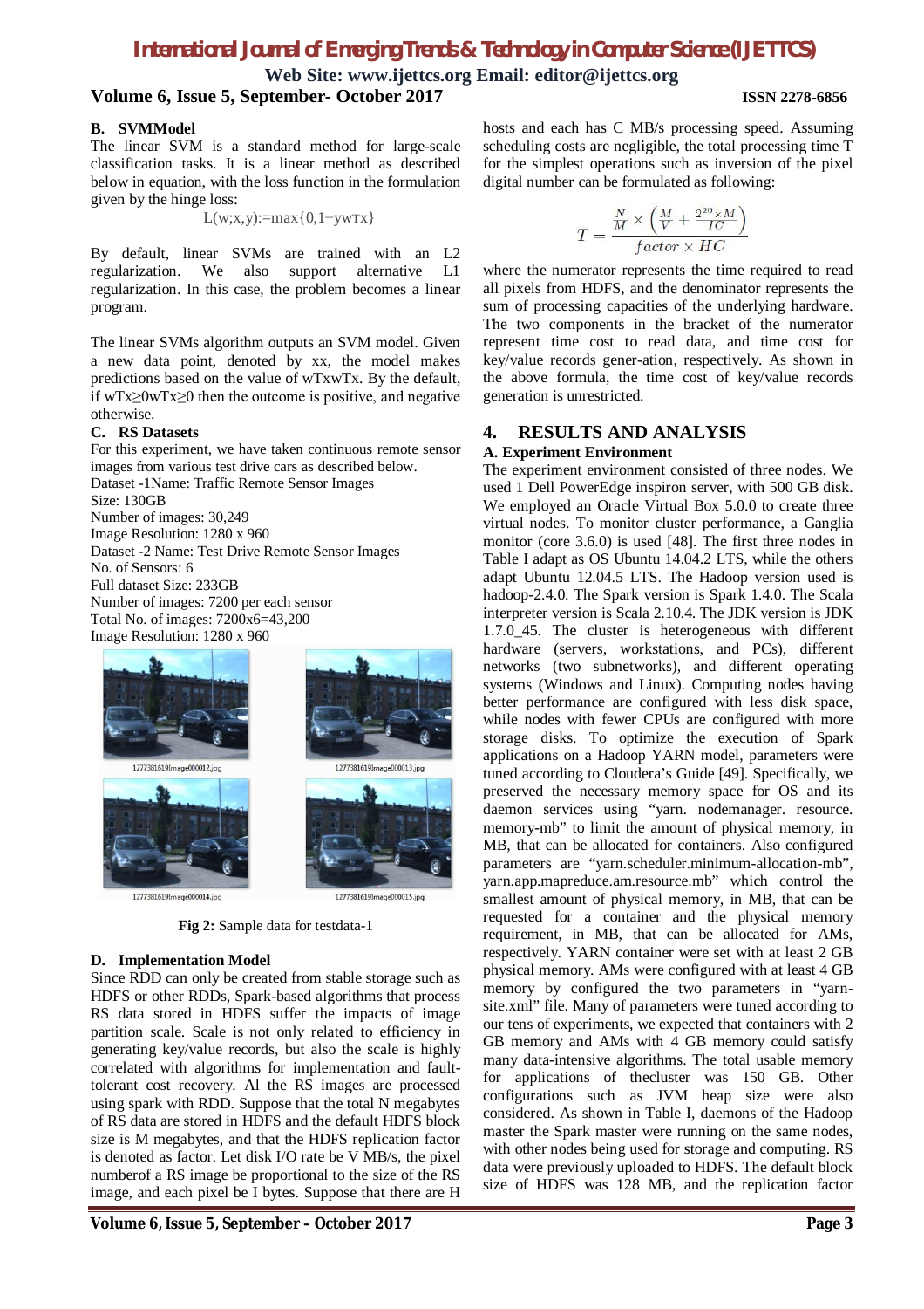### B. SVMModel

The linear SVM is a standard method for large-scale classification tasks. It is a linear method as described below in equation, with the loss function in the formulation given by the hinge loss:

$$L(w;x,y):=\max\{0,1-yw^T x\}$$

By default, linear SVMs are trained with an L2 regularization. We also support alternative L1 regularization. In this case, the problem becomes a linear program.

The linear SVMs algorithm outputs an SVM model. Given a new data point, denoted by xx, the model makes predictions based on the value of wTxwTx. By the default, if wTx≥0wTx≥0 then the outcome is positive, and negative otherwise.

### C. RS Datasets

For this experiment, we have taken continuous remote sensor images from various test drive cars as described below.
Dataset -1Name: Traffic Remote Sensor Images
Size: 130GB
Number of images: 30,249
Image Resolution: 1280 x 960
Dataset -2 Name: Test Drive Remote Sensor Images
No. of Sensors: 6
Full dataset Size: 233GB
Number of images: 7200 per each sensor
Total No. of images: 7200x6=43,200
Image Resolution: 1280 x 960

1277381619Image000012.jpg
1277381619Image000013.jpg
1277381619Image000014.jpg
1277381619Image000015.jpg

**Fig 2:** Sample data for testdata-1

### D. Implementation Model

Since RDD can only be created from stable storage such as HDFS or other RDDs, Spark-based algorithms that process RS data stored in HDFS suffer the impacts of image partition scale. Scale is not only related to efficiency in generating key/value records, but also the scale is highly correlated with algorithms for implementation and fault-tolerant cost recovery. Al the RS images are processed using spark with RDD. Suppose that the total N megabytes of RS data are stored in HDFS and the default HDFS block size is M megabytes, and that the HDFS replication factor is denoted as factor. Let disk I/O rate be V MB/s, the pixel numberof a RS image be proportional to the size of the RS image, and each pixel be I bytes. Suppose that there are H hosts and each has C MB/s processing speed. Assuming scheduling costs are negligible, the total processing time T for the simplest operations such as inversion of the pixel digital number can be formulated as following:

$$T = \frac{\frac{N}{M} \times \left(\frac{M}{V} + \frac{2^{20} \times M}{IC}\right)}{factor \times HC}$$

where the numerator represents the time required to read all pixels from HDFS, and the denominator represents the sum of processing capacities of the underlying hardware. The two components in the bracket of the numerator represent time cost to read data, and time cost for key/value records gener-ation, respectively. As shown in the above formula, the time cost of key/value records generation is unrestricted.

## 4. RESULTS AND ANALYSIS

### A. Experiment Environment

The experiment environment consisted of three nodes. We used 1 Dell PowerEdge inspiron server, with 500 GB disk. We employed an Oracle Virtual Box 5.0.0 to create three virtual nodes. To monitor cluster performance, a Ganglia monitor (core 3.6.0) is used [48]. The first three nodes in Table I adapt as OS Ubuntu 14.04.2 LTS, while the others adapt Ubuntu 12.04.5 LTS. The Hadoop version used is hadoop-2.4.0. The Spark version is Spark 1.4.0. The Scala interpreter version is Scala 2.10.4. The JDK version is JDK 1.7.0_45. The cluster is heterogeneous with different hardware (servers, workstations, and PCs), different networks (two subnetworks), and different operating systems (Windows and Linux). Computing nodes having better performance are configured with less disk space, while nodes with fewer CPUs are configured with more storage disks. To optimize the execution of Spark applications on a Hadoop YARN model, parameters were tuned according to Cloudera's Guide [49]. Specifically, we preserved the necessary memory space for OS and its daemon services using "yarn. nodemanager. resource. memory-mb" to limit the amount of physical memory, in MB, that can be allocated for containers. Also configured parameters are "yarn.scheduler.minimum-allocation-mb", yarn.app.mapreduce.am.resource.mb" which control the smallest amount of physical memory, in MB, that can be requested for a container and the physical memory requirement, in MB, that can be allocated for AMs, respectively. YARN container were set with at least 2 GB physical memory. AMs were configured with at least 4 GB memory by configured the two parameters in "yarn-site.xml" file. Many of parameters were tuned according to our tens of experiments, we expected that containers with 2 GB memory and AMs with 4 GB memory could satisfy many data-intensive algorithms. The total usable memory for applications of thecluster was 150 GB. Other configurations such as JVM heap size were also considered. As shown in Table I, daemons of the Hadoop master the Spark master were running on the same nodes, with other nodes being used for storage and computing. RS data were previously uploaded to HDFS. The default block size of HDFS was 128 MB, and the replication factor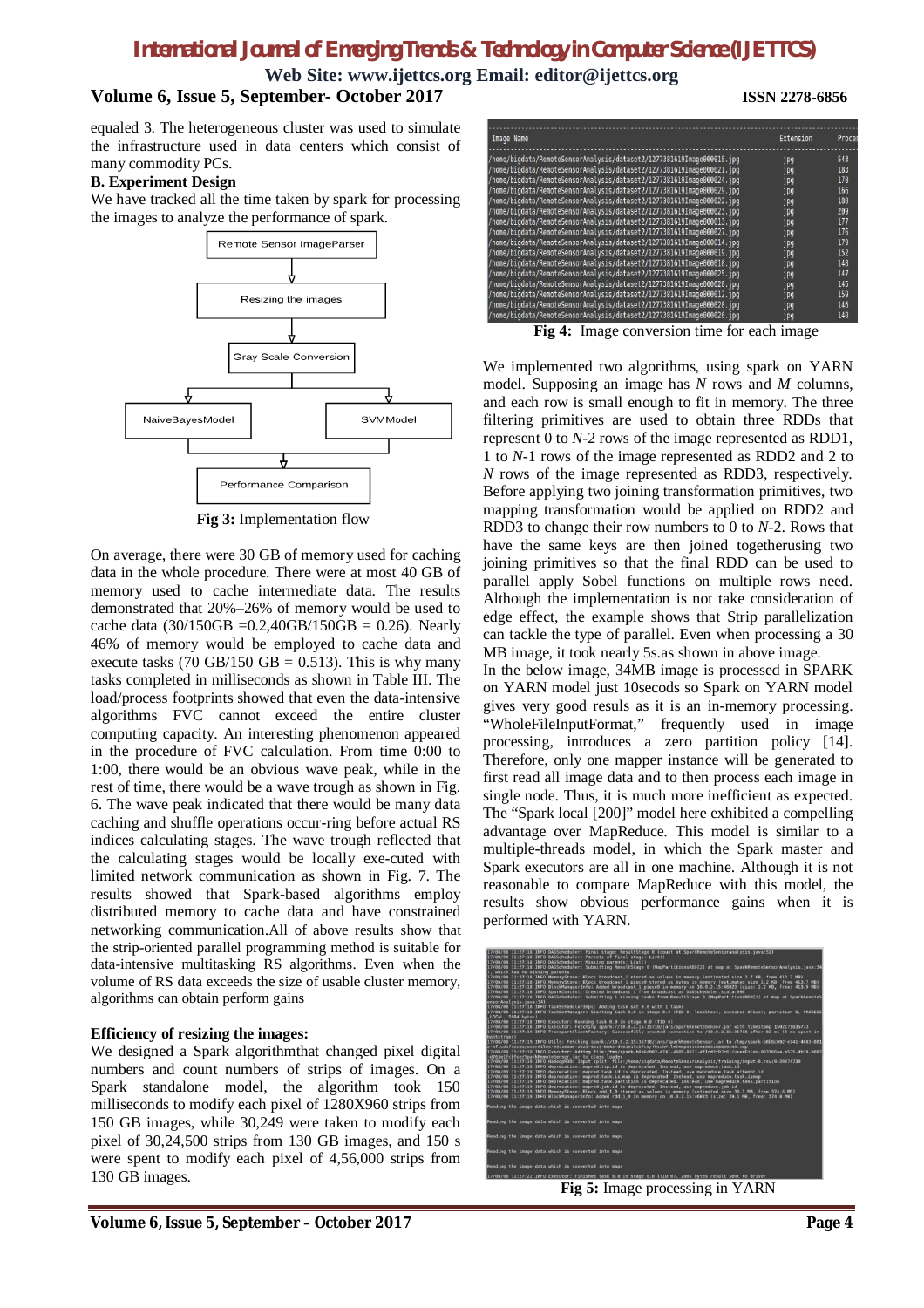equaled 3. The heterogeneous cluster was used to simulate the infrastructure used in data centers which consist of many commodity PCs.

**B. Experiment Design**

We have tracked all the time taken by spark for processing the images to analyze the performance of spark.

**Fig 3:** Implementation flow

On average, there were 30 GB of memory used for caching data in the whole procedure. There were at most 40 GB of memory used to cache intermediate data. The results demonstrated that 20%–26% of memory would be used to cache data (30/150GB =0.2,40GB/150GB = 0.26). Nearly 46% of memory would be employed to cache data and execute tasks (70 GB/150 GB = 0.513). This is why many tasks completed in milliseconds as shown in Table III. The load/process footprints showed that even the data-intensive algorithms FVC cannot exceed the entire cluster computing capacity. An interesting phenomenon appeared in the procedure of FVC calculation. From time 0:00 to 1:00, there would be an obvious wave peak, while in the rest of time, there would be a wave trough as shown in Fig. 6. The wave peak indicated that there would be many data caching and shuffle operations occur-ring before actual RS indices calculating stages. The wave trough reflected that the calculating stages would be locally exe-cuted with limited network communication as shown in Fig. 7. The results showed that Spark-based algorithms employ distributed memory to cache data and have constrained networking communication.All of above results show that the strip-oriented parallel programming method is suitable for data-intensive multitasking RS algorithms. Even when the volume of RS data exceeds the size of usable cluster memory, algorithms can obtain perform gains

**Efficiency of resizing the images:**

We designed a Spark algorithmthat changed pixel digital numbers and count numbers of strips of images. On a Spark standalone model, the algorithm took 150 milliseconds to modify each pixel of 1280X960 strips from 150 GB images, while 30,249 were taken to modify each pixel of 30,24,500 strips from 130 GB images, and 150 s were spent to modify each pixel of 4,56,000 strips from 130 GB images.

**Fig 4:** Image conversion time for each image

We implemented two algorithms, using spark on YARN model. Supposing an image has *N* rows and *M* columns, and each row is small enough to fit in memory. The three filtering primitives are used to obtain three RDDs that represent 0 to *N*-2 rows of the image represented as RDD1, 1 to *N*-1 rows of the image represented as RDD2 and 2 to *N* rows of the image represented as RDD3, respectively. Before applying two joining transformation primitives, two mapping transformation would be applied on RDD2 and RDD3 to change their row numbers to 0 to *N*-2. Rows that have the same keys are then joined togetherusing two joining primitives so that the final RDD can be used to parallel apply Sobel functions on multiple rows need. Although the implementation is not take consideration of edge effect, the example shows that Strip parallelization can tackle the type of parallel. Even when processing a 30 MB image, it took nearly 5s.as shown in above image.

In the below image, 34MB image is processed in SPARK on YARN model just 10secods so Spark on YARN model gives very good resuls as it is an in-memory processing. "WholeFileInputFormat," frequently used in image processing, introduces a zero partition policy [14]. Therefore, only one mapper instance will be generated to first read all image data and to then process each image in single node. Thus, it is much more inefficient as expected. The "Spark local [200]" model here exhibited a compelling advantage over MapReduce. This model is similar to a multiple-threads model, in which the Spark master and Spark executors are all in one machine. Although it is not reasonable to compare MapReduce with this model, the results show obvious performance gains when it is performed with YARN.

**Fig 5:** Image processing in YARN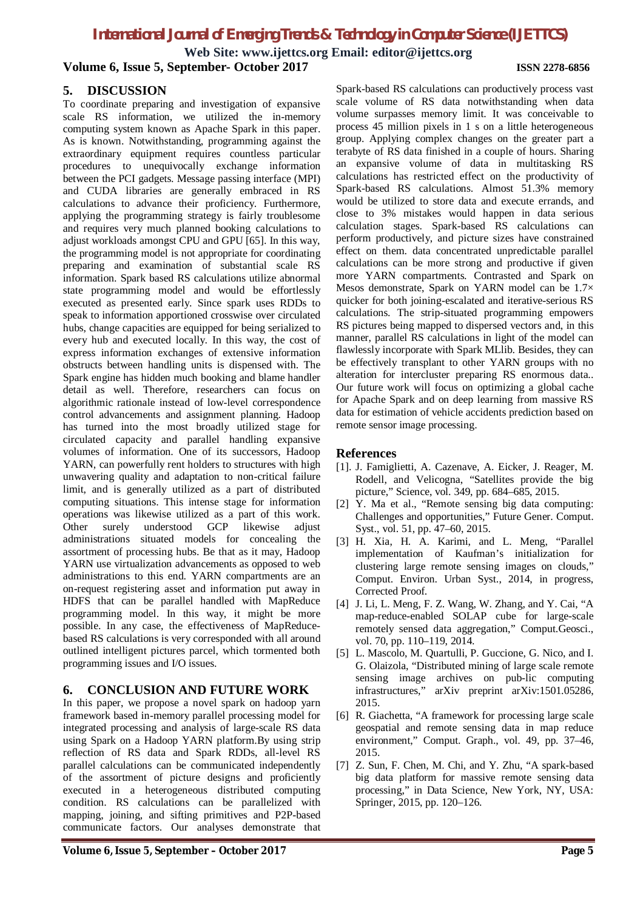## 5. DISCUSSION

To coordinate preparing and investigation of expansive scale RS information, we utilized the in-memory computing system known as Apache Spark in this paper. As is known. Notwithstanding, programming against the extraordinary equipment requires countless particular procedures to unequivocally exchange information between the PCI gadgets. Message passing interface (MPI) and CUDA libraries are generally embraced in RS calculations to advance their proficiency. Furthermore, applying the programming strategy is fairly troublesome and requires very much planned booking calculations to adjust workloads amongst CPU and GPU [65]. In this way, the programming model is not appropriate for coordinating preparing and examination of substantial scale RS information. Spark based RS calculations utilize abnormal state programming model and would be effortlessly executed as presented early. Since spark uses RDDs to speak to information apportioned crosswise over circulated hubs, change capacities are equipped for being serialized to every hub and executed locally. In this way, the cost of express information exchanges of extensive information obstructs between handling units is dispensed with. The Spark engine has hidden much booking and blame handler detail as well. Therefore, researchers can focus on algorithmic rationale instead of low-level correspondence control advancements and assignment planning. Hadoop has turned into the most broadly utilized stage for circulated capacity and parallel handling expansive volumes of information. One of its successors, Hadoop YARN, can powerfully rent holders to structures with high unwavering quality and adaptation to non-critical failure limit, and is generally utilized as a part of distributed computing situations. This intense stage for information operations was likewise utilized as a part of this work. Other surely understood GCP likewise adjust administrations situated models for concealing the assortment of processing hubs. Be that as it may, Hadoop YARN use virtualization advancements as opposed to web administrations to this end. YARN compartments are an on-request registering asset and information put away in HDFS that can be parallel handled with MapReduce programming model. In this way, it might be more possible. In any case, the effectiveness of MapReduce-based RS calculations is very corresponded with all around outlined intelligent pictures parcel, which tormented both programming issues and I/O issues.

## 6. CONCLUSION AND FUTURE WORK

In this paper, we propose a novel spark on hadoop yarn framework based in-memory parallel processing model for integrated processing and analysis of large-scale RS data using Spark on a Hadoop YARN platform.By using strip reflection of RS data and Spark RDDs, all-level RS parallel calculations can be communicated independently of the assortment of picture designs and proficiently executed in a heterogeneous distributed computing condition. RS calculations can be parallelized with mapping, joining, and sifting primitives and P2P-based communicate factors. Our analyses demonstrate that Spark-based RS calculations can productively process vast scale volume of RS data notwithstanding when data volume surpasses memory limit. It was conceivable to process 45 million pixels in 1 s on a little heterogeneous group. Applying complex changes on the greater part a terabyte of RS data finished in a couple of hours. Sharing an expansive volume of data in multitasking RS calculations has restricted effect on the productivity of Spark-based RS calculations. Almost 51.3% memory would be utilized to store data and execute errands, and close to 3% mistakes would happen in data serious calculation stages. Spark-based RS calculations can perform productively, and picture sizes have constrained effect on them. data concentrated unpredictable parallel calculations can be more strong and productive if given more YARN compartments. Contrasted and Spark on Mesos demonstrate, Spark on YARN model can be 1.7× quicker for both joining-escalated and iterative-serious RS calculations. The strip-situated programming empowers RS pictures being mapped to dispersed vectors and, in this manner, parallel RS calculations in light of the model can flawlessly incorporate with Spark MLlib. Besides, they can be effectively transplant to other YARN groups with no alteration for intercluster preparing RS enormous data.. Our future work will focus on optimizing a global cache for Apache Spark and on deep learning from massive RS data for estimation of vehicle accidents prediction based on remote sensor image processing.

## References

[1]. J. Famiglietti, A. Cazenave, A. Eicker, J. Reager, M. Rodell, and Velicogna, "Satellites provide the big picture," Science, vol. 349, pp. 684–685, 2015.

[2] Y. Ma et al., "Remote sensing big data computing: Challenges and opportunities," Future Gener. Comput. Syst., vol. 51, pp. 47–60, 2015.

[3] H. Xia, H. A. Karimi, and L. Meng, "Parallel implementation of Kaufman's initialization for clustering large remote sensing images on clouds," Comput. Environ. Urban Syst., 2014, in progress, Corrected Proof.

[4] J. Li, L. Meng, F. Z. Wang, W. Zhang, and Y. Cai, "A map-reduce-enabled SOLAP cube for large-scale remotely sensed data aggregation," Comput.Geosci., vol. 70, pp. 110–119, 2014.

[5] L. Mascolo, M. Quartulli, P. Guccione, G. Nico, and I. G. Olaizola, "Distributed mining of large scale remote sensing image archives on pub-lic computing infrastructures," arXiv preprint arXiv:1501.05286, 2015.

[6] R. Giachetta, "A framework for processing large scale geospatial and remote sensing data in map reduce environment," Comput. Graph., vol. 49, pp. 37–46, 2015.

[7] Z. Sun, F. Chen, M. Chi, and Y. Zhu, "A spark-based big data platform for massive remote sensing data processing," in Data Science, New York, NY, USA: Springer, 2015, pp. 120–126.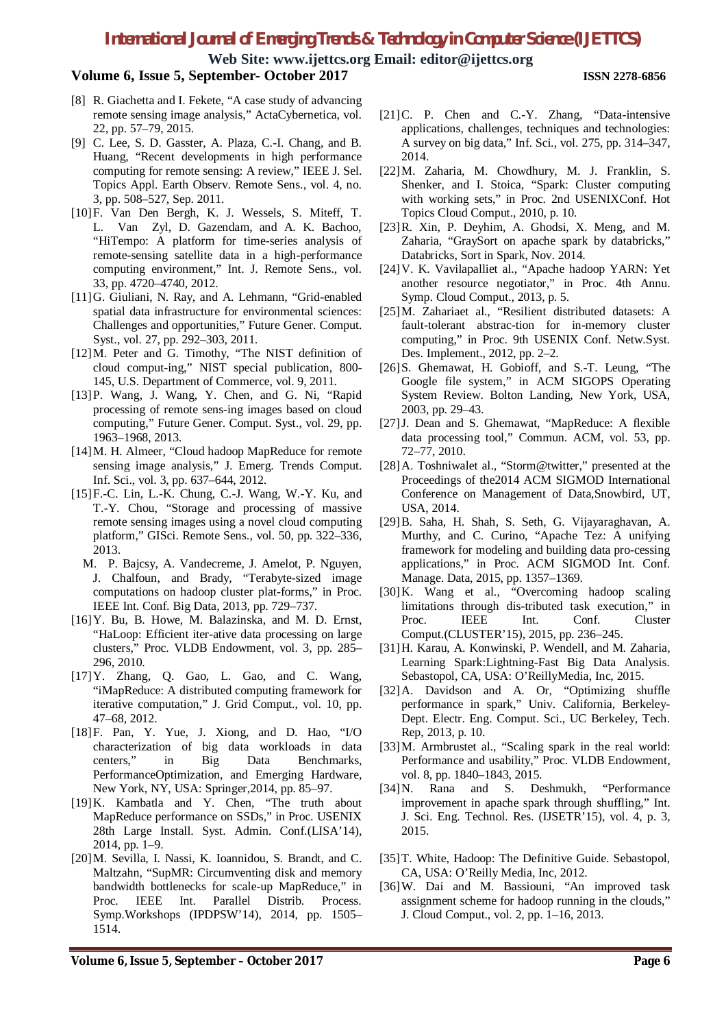[8] R. Giachetta and I. Fekete, "A case study of advancing remote sensing image analysis," ActaCybernetica, vol. 22, pp. 57–79, 2015.

[9] C. Lee, S. D. Gasster, A. Plaza, C.-I. Chang, and B. Huang, "Recent developments in high performance computing for remote sensing: A review," IEEE J. Sel. Topics Appl. Earth Observ. Remote Sens., vol. 4, no. 3, pp. 508–527, Sep. 2011.

[10] F. Van Den Bergh, K. J. Wessels, S. Miteff, T. L. Van Zyl, D. Gazendam, and A. K. Bachoo, "HiTempo: A platform for time-series analysis of remote-sensing satellite data in a high-performance computing environment," Int. J. Remote Sens., vol. 33, pp. 4720–4740, 2012.

[11] G. Giuliani, N. Ray, and A. Lehmann, "Grid-enabled spatial data infrastructure for environmental sciences: Challenges and opportunities," Future Gener. Comput. Syst., vol. 27, pp. 292–303, 2011.

[12] M. Peter and G. Timothy, "The NIST definition of cloud comput-ing," NIST special publication, 800-145, U.S. Department of Commerce, vol. 9, 2011.

[13] P. Wang, J. Wang, Y. Chen, and G. Ni, "Rapid processing of remote sens-ing images based on cloud computing," Future Gener. Comput. Syst., vol. 29, pp. 1963–1968, 2013.

[14] M. H. Almeer, "Cloud hadoop MapReduce for remote sensing image analysis," J. Emerg. Trends Comput. Inf. Sci., vol. 3, pp. 637–644, 2012.

[15] F.-C. Lin, L.-K. Chung, C.-J. Wang, W.-Y. Ku, and T.-Y. Chou, "Storage and processing of massive remote sensing images using a novel cloud computing platform," GISci. Remote Sens., vol. 50, pp. 322–336, 2013.

M. P. Bajcsy, A. Vandecreme, J. Amelot, P. Nguyen, J. Chalfoun, and Brady, "Terabyte-sized image computations on hadoop cluster plat-forms," in Proc. IEEE Int. Conf. Big Data, 2013, pp. 729–737.

[16] Y. Bu, B. Howe, M. Balazinska, and M. D. Ernst, "HaLoop: Efficient iter-ative data processing on large clusters," Proc. VLDB Endowment, vol. 3, pp. 285–296, 2010.

[17] Y. Zhang, Q. Gao, L. Gao, and C. Wang, "iMapReduce: A distributed computing framework for iterative computation," J. Grid Comput., vol. 10, pp. 47–68, 2012.

[18] F. Pan, Y. Yue, J. Xiong, and D. Hao, "I/O characterization of big data workloads in data centers," in Big Data Benchmarks, PerformanceOptimization, and Emerging Hardware, New York, NY, USA: Springer,2014, pp. 85–97.

[19] K. Kambatla and Y. Chen, "The truth about MapReduce performance on SSDs," in Proc. USENIX 28th Large Install. Syst. Admin. Conf.(LISA'14), 2014, pp. 1–9.

[20] M. Sevilla, I. Nassi, K. Ioannidou, S. Brandt, and C. Maltzahn, "SupMR: Circumventing disk and memory bandwidth bottlenecks for scale-up MapReduce," in Proc. IEEE Int. Parallel Distrib. Process. Symp.Workshops (IPDPSW'14), 2014, pp. 1505–1514.

[21] C. P. Chen and C.-Y. Zhang, "Data-intensive applications, challenges, techniques and technologies: A survey on big data," Inf. Sci., vol. 275, pp. 314–347, 2014.

[22] M. Zaharia, M. Chowdhury, M. J. Franklin, S. Shenker, and I. Stoica, "Spark: Cluster computing with working sets," in Proc. 2nd USENIXConf. Hot Topics Cloud Comput., 2010, p. 10.

[23] R. Xin, P. Deyhim, A. Ghodsi, X. Meng, and M. Zaharia, "GraySort on apache spark by databricks," Databricks, Sort in Spark, Nov. 2014.

[24] V. K. Vavilapalliet al., "Apache hadoop YARN: Yet another resource negotiator," in Proc. 4th Annu. Symp. Cloud Comput., 2013, p. 5.

[25] M. Zahariaet al., "Resilient distributed datasets: A fault-tolerant abstrac-tion for in-memory cluster computing," in Proc. 9th USENIX Conf. Netw.Syst. Des. Implement., 2012, pp. 2–2.

[26] S. Ghemawat, H. Gobioff, and S.-T. Leung, "The Google file system," in ACM SIGOPS Operating System Review. Bolton Landing, New York, USA, 2003, pp. 29–43.

[27] J. Dean and S. Ghemawat, "MapReduce: A flexible data processing tool," Commun. ACM, vol. 53, pp. 72–77, 2010.

[28] A. Toshniwalet al., "Storm@twitter," presented at the Proceedings of the2014 ACM SIGMOD International Conference on Management of Data,Snowbird, UT, USA, 2014.

[29] B. Saha, H. Shah, S. Seth, G. Vijayaraghavan, A. Murthy, and C. Curino, "Apache Tez: A unifying framework for modeling and building data pro-cessing applications," in Proc. ACM SIGMOD Int. Conf. Manage. Data, 2015, pp. 1357–1369.

[30] K. Wang et al., "Overcoming hadoop scaling limitations through dis-tributed task execution," in Proc. IEEE Int. Conf. Cluster Comput.(CLUSTER'15), 2015, pp. 236–245.

[31] H. Karau, A. Konwinski, P. Wendell, and M. Zaharia, Learning Spark:Lightning-Fast Big Data Analysis. Sebastopol, CA, USA: O'ReillyMedia, Inc, 2015.

[32] A. Davidson and A. Or, "Optimizing shuffle performance in spark," Univ. California, Berkeley-Dept. Electr. Eng. Comput. Sci., UC Berkeley, Tech. Rep, 2013, p. 10.

[33] M. Armbrustet al., "Scaling spark in the real world: Performance and usability," Proc. VLDB Endowment, vol. 8, pp. 1840–1843, 2015.

[34] N. Rana and S. Deshmukh, "Performance improvement in apache spark through shuffling," Int. J. Sci. Eng. Technol. Res. (IJSETR'15), vol. 4, p. 3, 2015.

[35] T. White, Hadoop: The Definitive Guide. Sebastopol, CA, USA: O'Reilly Media, Inc, 2012.

[36] W. Dai and M. Bassiouni, "An improved task assignment scheme for hadoop running in the clouds," J. Cloud Comput., vol. 2, pp. 1–16, 2013.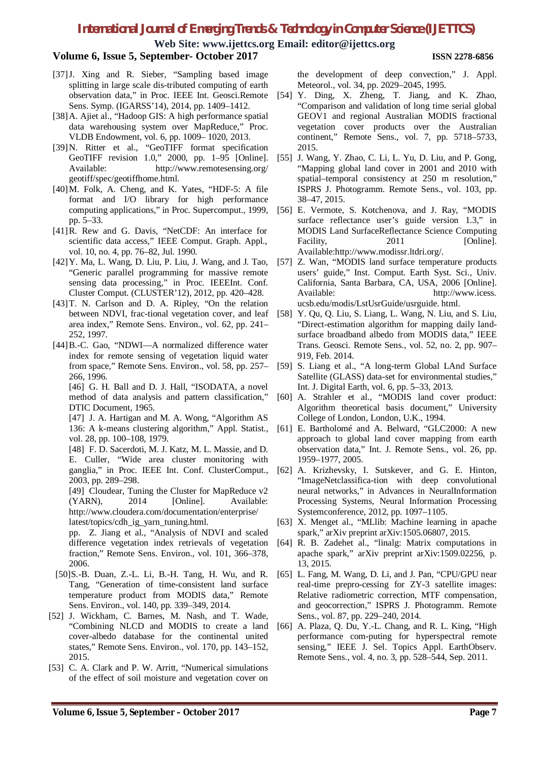[37] J. Xing and R. Sieber, "Sampling based image splitting in large scale dis-tributed computing of earth observation data," in Proc. IEEE Int. Geosci.Remote Sens. Symp. (IGARSS'14), 2014, pp. 1409–1412.

[38] A. Ajiet al., "Hadoop GIS: A high performance spatial data warehousing system over MapReduce," Proc. VLDB Endowment, vol. 6, pp. 1009– 1020, 2013.

[39] N. Ritter et al., "GeoTIFF format specification GeoTIFF revision 1.0," 2000, pp. 1–95 [Online]. Available: http://www.remotesensing.org/ geotiff/spec/geotiffhome.html.

[40] M. Folk, A. Cheng, and K. Yates, "HDF-5: A file format and I/O library for high performance computing applications," in Proc. Supercomput., 1999, pp. 5–33.

[41] R. Rew and G. Davis, "NetCDF: An interface for scientific data access," IEEE Comput. Graph. Appl., vol. 10, no. 4, pp. 76–82, Jul. 1990.

[42] Y. Ma, L. Wang, D. Liu, P. Liu, J. Wang, and J. Tao, "Generic parallel programming for massive remote sensing data processing," in Proc. IEEEInt. Conf. Cluster Comput. (CLUSTER'12), 2012, pp. 420–428.

[43] T. N. Carlson and D. A. Ripley, "On the relation between NDVI, frac-tional vegetation cover, and leaf area index," Remote Sens. Environ., vol. 62, pp. 241–252, 1997.

[44] B.-C. Gao, "NDWI—A normalized difference water index for remote sensing of vegetation liquid water from space," Remote Sens. Environ., vol. 58, pp. 257–266, 1996.

[46] G. H. Ball and D. J. Hall, "ISODATA, a novel method of data analysis and pattern classification," DTIC Document, 1965.

[47] J. A. Hartigan and M. A. Wong, "Algorithm AS 136: A k-means clustering algorithm," Appl. Statist., vol. 28, pp. 100–108, 1979.

[48] F. D. Sacerdoti, M. J. Katz, M. L. Massie, and D. E. Culler, "Wide area cluster monitoring with ganglia," in Proc. IEEE Int. Conf. ClusterComput., 2003, pp. 289–298.

[49] Cloudear, Tuning the Cluster for MapReduce v2 (YARN), 2014 [Online]. Available: http://www.cloudera.com/documentation/enterprise/ latest/topics/cdh_ig_yarn_tuning.html.

pp. Z. Jiang et al., "Analysis of NDVI and scaled difference vegetation index retrievals of vegetation fraction," Remote Sens. Environ., vol. 101, 366–378, 2006.

[50] S.-B. Duan, Z.-L. Li, B.-H. Tang, H. Wu, and R. Tang, "Generation of time-consistent land surface temperature product from MODIS data," Remote Sens. Environ., vol. 140, pp. 339–349, 2014.

[52] J. Wickham, C. Barnes, M. Nash, and T. Wade, "Combining NLCD and MODIS to create a land cover-albedo database for the continental united states," Remote Sens. Environ., vol. 170, pp. 143–152, 2015.

[53] C. A. Clark and P. W. Arritt, "Numerical simulations of the effect of soil moisture and vegetation cover on the development of deep convection," J. Appl. Meteorol., vol. 34, pp. 2029–2045, 1995.

[54] Y. Ding, X. Zheng, T. Jiang, and K. Zhao, "Comparison and validation of long time serial global GEOV1 and regional Australian MODIS fractional vegetation cover products over the Australian continent," Remote Sens., vol. 7, pp. 5718–5733, 2015.

[55] J. Wang, Y. Zhao, C. Li, L. Yu, D. Liu, and P. Gong, "Mapping global land cover in 2001 and 2010 with spatial–temporal consistency at 250 m resolution," ISPRS J. Photogramm. Remote Sens., vol. 103, pp. 38–47, 2015.

[56] E. Vermote, S. Kotchenova, and J. Ray, "MODIS surface reflectance user's guide version 1.3," in MODIS Land SurfaceReflectance Science Computing Facility, 2011 [Online]. Available:http://www.modissr.ltdri.org/.

[57] Z. Wan, "MODIS land surface temperature products users' guide," Inst. Comput. Earth Syst. Sci., Univ. California, Santa Barbara, CA, USA, 2006 [Online]. Available: http://www.icess. ucsb.edu/modis/LstUsrGuide/usrguide. html.

[58] Y. Qu, Q. Liu, S. Liang, L. Wang, N. Liu, and S. Liu, "Direct-estimation algorithm for mapping daily land-surface broadband albedo from MODIS data," IEEE Trans. Geosci. Remote Sens., vol. 52, no. 2, pp. 907–919, Feb. 2014.

[59] S. Liang et al., "A long-term Global LAnd Surface Satellite (GLASS) data-set for environmental studies," Int. J. Digital Earth, vol. 6, pp. 5–33, 2013.

[60] A. Strahler et al., "MODIS land cover product: Algorithm theoretical basis document," University College of London, London, U.K., 1994.

[61] E. Bartholomé and A. Belward, "GLC2000: A new approach to global land cover mapping from earth observation data," Int. J. Remote Sens., vol. 26, pp. 1959–1977, 2005.

[62] A. Krizhevsky, I. Sutskever, and G. E. Hinton, "ImageNetclassifica-tion with deep convolutional neural networks," in Advances in NeuralInformation Processing Systems, Neural Information Processing Systemconference, 2012, pp. 1097–1105.

[63] X. Menget al., "MLlib: Machine learning in apache spark," arXiv preprint arXiv:1505.06807, 2015.

[64] R. B. Zadehet al., "linalg: Matrix computations in apache spark," arXiv preprint arXiv:1509.02256, p. 13, 2015.

[65] L. Fang, M. Wang, D. Li, and J. Pan, "CPU/GPU near real-time prepro-cessing for ZY-3 satellite images: Relative radiometric correction, MTF compensation, and geocorrection," ISPRS J. Photogramm. Remote Sens., vol. 87, pp. 229–240, 2014.

[66] A. Plaza, Q. Du, Y.-L. Chang, and R. L. King, "High performance com-puting for hyperspectral remote sensing," IEEE J. Sel. Topics Appl. EarthObserv. Remote Sens., vol. 4, no. 3, pp. 528–544, Sep. 2011.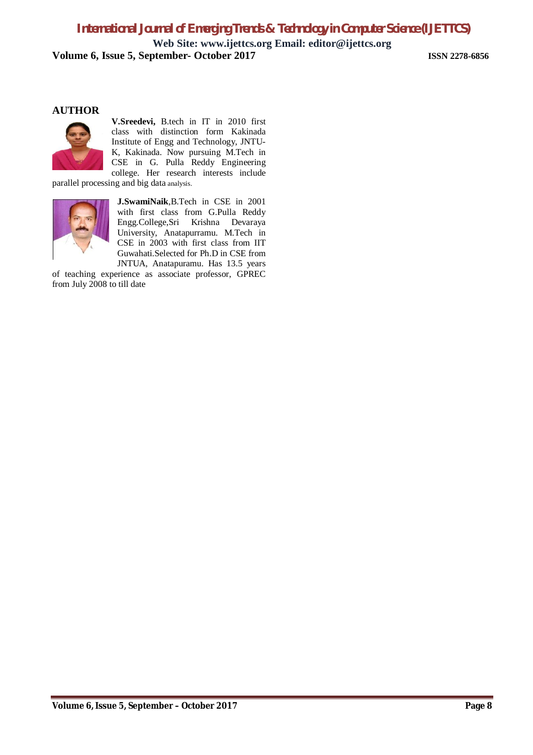## AUTHOR

**V.Sreedevi,** B.tech in IT in 2010 first class with distinction form Kakinada Institute of Engg and Technology, JNTU-K, Kakinada. Now pursuing M.Tech in CSE in G. Pulla Reddy Engineering college. Her research interests include parallel processing and big data analysis.

**J.SwamiNaik**,B.Tech in CSE in 2001 with first class from G.Pulla Reddy Engg.College,Sri Krishna Devaraya University, Anatapurramu. M.Tech in CSE in 2003 with first class from IIT Guwahati.Selected for Ph.D in CSE from JNTUA, Anatapuramu. Has 13.5 years of teaching experience as associate professor, GPREC from July 2008 to till date